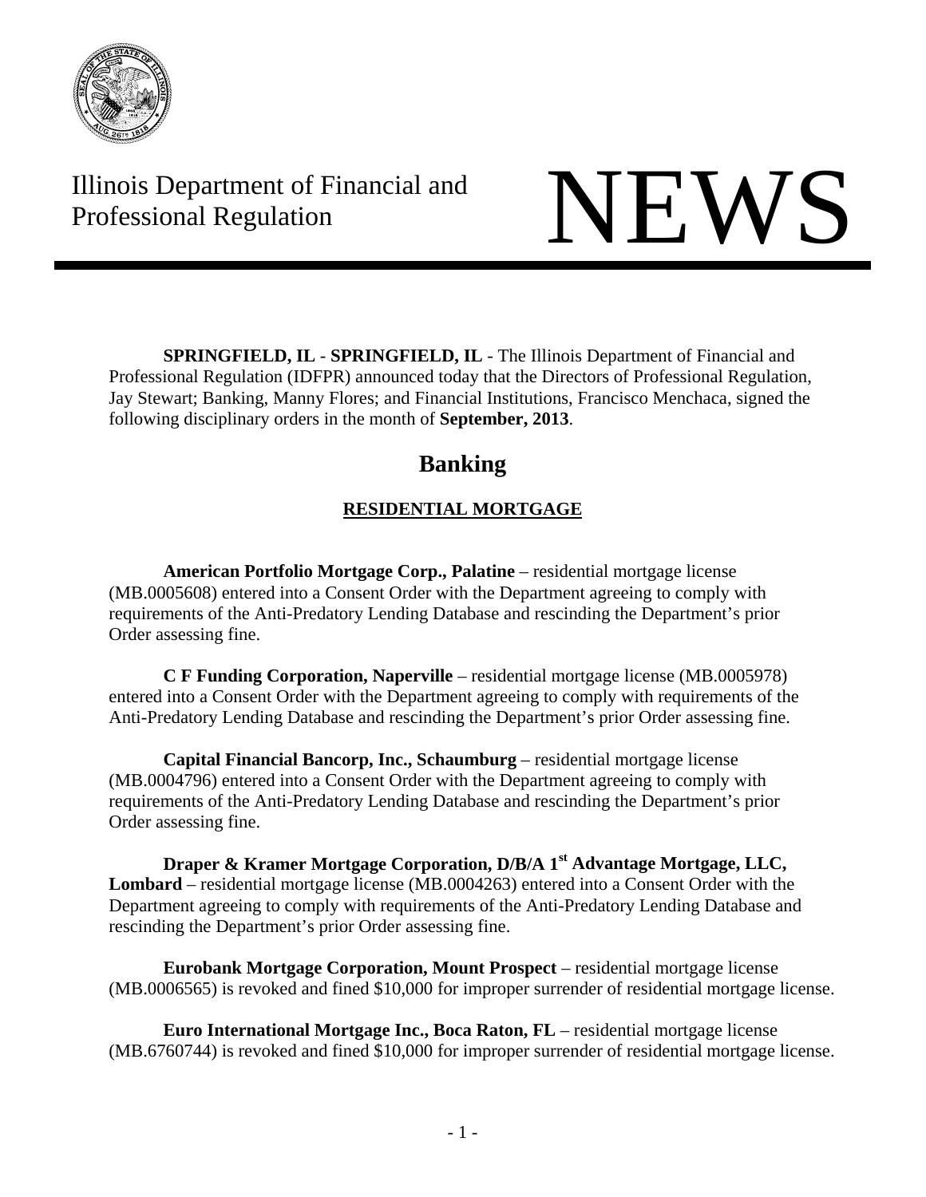Illinois Department of Financial and Professional Regulation

# NEWS

**SPRINGFIELD, IL** - **SPRINGFIELD, IL** - The Illinois Department of Financial and Professional Regulation (IDFPR) announced today that the Directors of Professional Regulation, Jay Stewart; Banking, Manny Flores; and Financial Institutions, Francisco Menchaca, signed the following disciplinary orders in the month of **September, 2013**.

## Banking

### RESIDENTIAL MORTGAGE

**American Portfolio Mortgage Corp., Palatine** – residential mortgage license (MB.0005608) entered into a Consent Order with the Department agreeing to comply with requirements of the Anti-Predatory Lending Database and rescinding the Department's prior Order assessing fine.

**C F Funding Corporation, Naperville** – residential mortgage license (MB.0005978) entered into a Consent Order with the Department agreeing to comply with requirements of the Anti-Predatory Lending Database and rescinding the Department's prior Order assessing fine.

**Capital Financial Bancorp, Inc., Schaumburg** – residential mortgage license (MB.0004796) entered into a Consent Order with the Department agreeing to comply with requirements of the Anti-Predatory Lending Database and rescinding the Department's prior Order assessing fine.

**Draper & Kramer Mortgage Corporation, D/B/A 1st Advantage Mortgage, LLC, Lombard** – residential mortgage license (MB.0004263) entered into a Consent Order with the Department agreeing to comply with requirements of the Anti-Predatory Lending Database and rescinding the Department's prior Order assessing fine.

**Eurobank Mortgage Corporation, Mount Prospect** – residential mortgage license (MB.0006565) is revoked and fined $10,000 for improper surrender of residential mortgage license.

**Euro International Mortgage Inc., Boca Raton, FL** – residential mortgage license (MB.6760744) is revoked and fined $10,000 for improper surrender of residential mortgage license.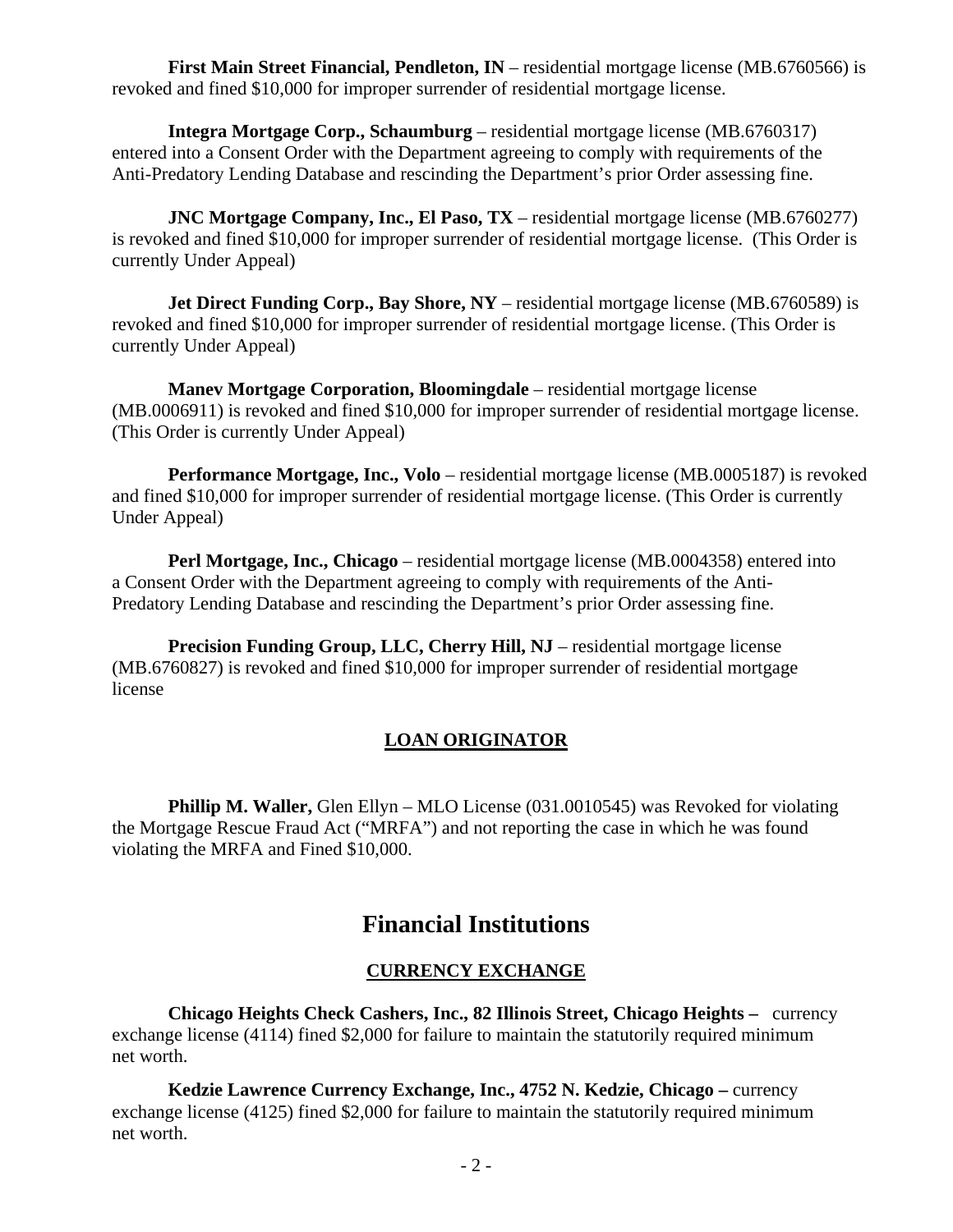**First Main Street Financial, Pendleton, IN** – residential mortgage license (MB.6760566) is revoked and fined $10,000 for improper surrender of residential mortgage license.

**Integra Mortgage Corp., Schaumburg** – residential mortgage license (MB.6760317) entered into a Consent Order with the Department agreeing to comply with requirements of the Anti-Predatory Lending Database and rescinding the Department's prior Order assessing fine.

**JNC Mortgage Company, Inc., El Paso, TX** – residential mortgage license (MB.6760277) is revoked and fined $10,000 for improper surrender of residential mortgage license. (This Order is currently Under Appeal)

**Jet Direct Funding Corp., Bay Shore, NY** – residential mortgage license (MB.6760589) is revoked and fined $10,000 for improper surrender of residential mortgage license. (This Order is currently Under Appeal)

**Manev Mortgage Corporation, Bloomingdale** – residential mortgage license (MB.0006911) is revoked and fined $10,000 for improper surrender of residential mortgage license. (This Order is currently Under Appeal)

**Performance Mortgage, Inc., Volo** – residential mortgage license (MB.0005187) is revoked and fined $10,000 for improper surrender of residential mortgage license. (This Order is currently Under Appeal)

**Perl Mortgage, Inc., Chicago** – residential mortgage license (MB.0004358) entered into a Consent Order with the Department agreeing to comply with requirements of the Anti-Predatory Lending Database and rescinding the Department's prior Order assessing fine.

**Precision Funding Group, LLC, Cherry Hill, NJ** – residential mortgage license (MB.6760827) is revoked and fined $10,000 for improper surrender of residential mortgage license

### LOAN ORIGINATOR

**Phillip M. Waller,** Glen Ellyn – MLO License (031.0010545) was Revoked for violating the Mortgage Rescue Fraud Act ("MRFA") and not reporting the case in which he was found violating the MRFA and Fined $10,000.

## Financial Institutions

### CURRENCY EXCHANGE

**Chicago Heights Check Cashers, Inc., 82 Illinois Street, Chicago Heights –** currency exchange license (4114) fined $2,000 for failure to maintain the statutorily required minimum net worth.

**Kedzie Lawrence Currency Exchange, Inc., 4752 N. Kedzie, Chicago –** currency exchange license (4125) fined $2,000 for failure to maintain the statutorily required minimum net worth.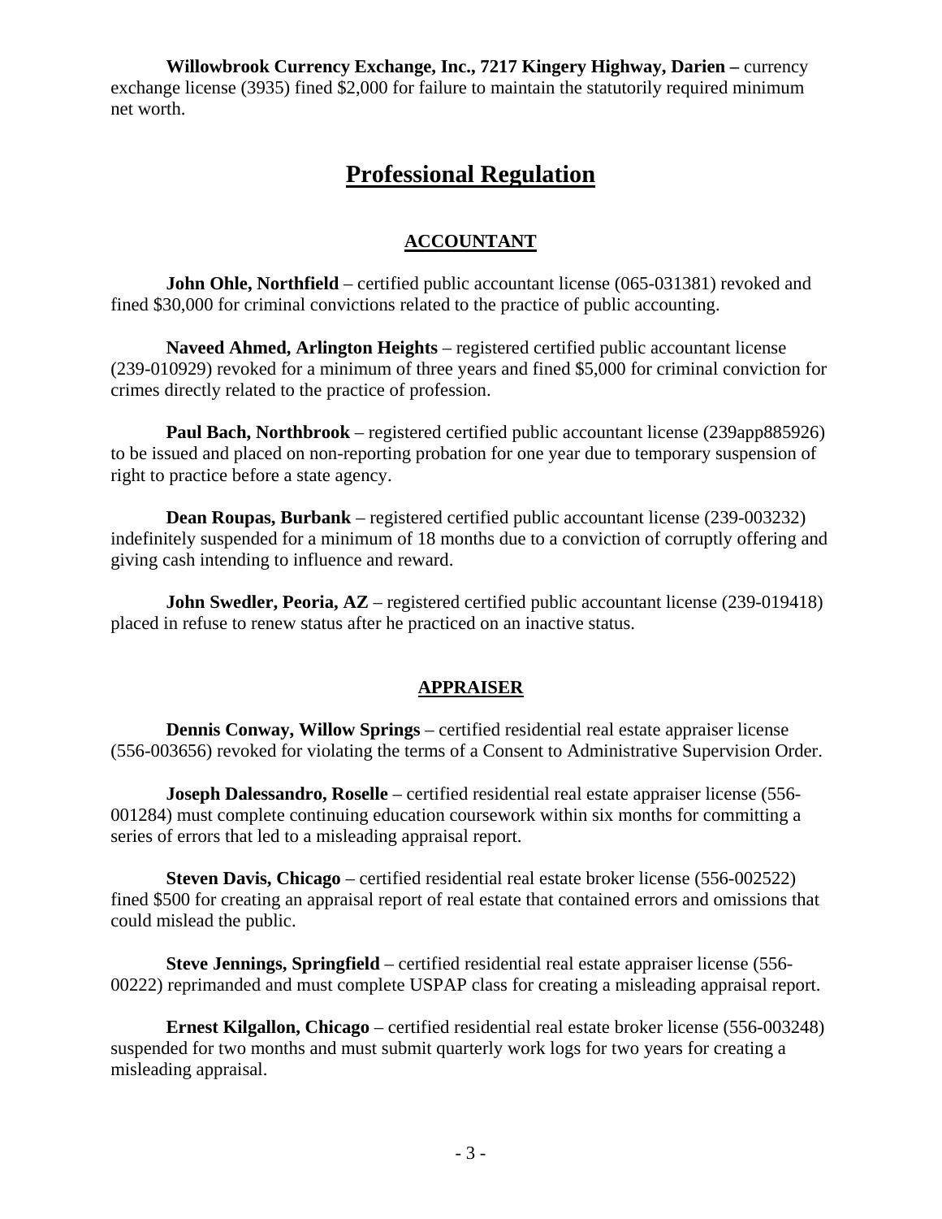**Willowbrook Currency Exchange, Inc., 7217 Kingery Highway, Darien –** currency exchange license (3935) fined $2,000 for failure to maintain the statutorily required minimum net worth.

# Professional Regulation

## ACCOUNTANT

**John Ohle, Northfield** – certified public accountant license (065-031381) revoked and fined $30,000 for criminal convictions related to the practice of public accounting.

**Naveed Ahmed, Arlington Heights** – registered certified public accountant license (239-010929) revoked for a minimum of three years and fined $5,000 for criminal conviction for crimes directly related to the practice of profession.

**Paul Bach, Northbrook** – registered certified public accountant license (239app885926) to be issued and placed on non-reporting probation for one year due to temporary suspension of right to practice before a state agency.

**Dean Roupas, Burbank** – registered certified public accountant license (239-003232) indefinitely suspended for a minimum of 18 months due to a conviction of corruptly offering and giving cash intending to influence and reward.

**John Swedler, Peoria, AZ** – registered certified public accountant license (239-019418) placed in refuse to renew status after he practiced on an inactive status.

## APPRAISER

**Dennis Conway, Willow Springs** – certified residential real estate appraiser license (556-003656) revoked for violating the terms of a Consent to Administrative Supervision Order.

**Joseph Dalessandro, Roselle** – certified residential real estate appraiser license (556-001284) must complete continuing education coursework within six months for committing a series of errors that led to a misleading appraisal report.

**Steven Davis, Chicago** – certified residential real estate broker license (556-002522) fined $500 for creating an appraisal report of real estate that contained errors and omissions that could mislead the public.

**Steve Jennings, Springfield** – certified residential real estate appraiser license (556-00222) reprimanded and must complete USPAP class for creating a misleading appraisal report.

**Ernest Kilgallon, Chicago** – certified residential real estate broker license (556-003248) suspended for two months and must submit quarterly work logs for two years for creating a misleading appraisal.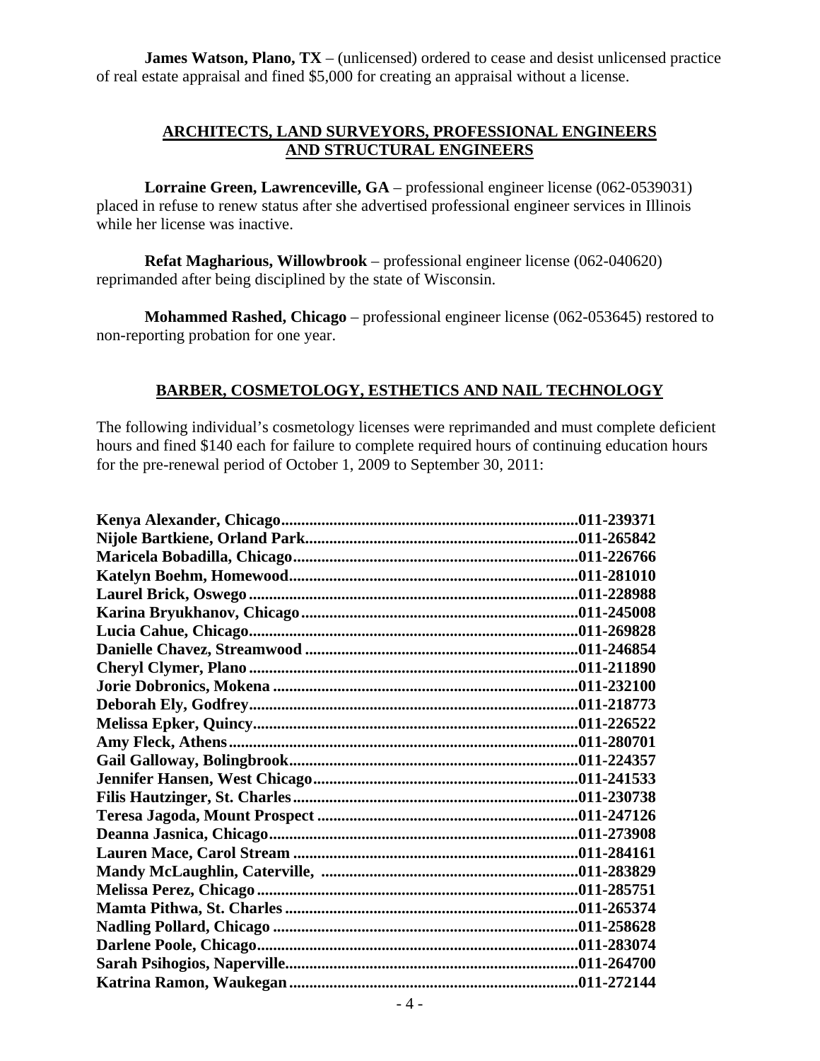**James Watson, Plano, TX** – (unlicensed) ordered to cease and desist unlicensed practice of real estate appraisal and fined $5,000 for creating an appraisal without a license.

## ARCHITECTS, LAND SURVEYORS, PROFESSIONAL ENGINEERS AND STRUCTURAL ENGINEERS

**Lorraine Green, Lawrenceville, GA** – professional engineer license (062-0539031) placed in refuse to renew status after she advertised professional engineer services in Illinois while her license was inactive.

**Refat Magharious, Willowbrook** – professional engineer license (062-040620) reprimanded after being disciplined by the state of Wisconsin.

**Mohammed Rashed, Chicago** – professional engineer license (062-053645) restored to non-reporting probation for one year.

## BARBER, COSMETOLOGY, ESTHETICS AND NAIL TECHNOLOGY

The following individual's cosmetology licenses were reprimanded and must complete deficient hours and fined $140 each for failure to complete required hours of continuing education hours for the pre-renewal period of October 1, 2009 to September 30, 2011:

**Kenya Alexander, Chicago..........011-239371**
**Nijole Bartkiene, Orland Park..........011-265842**
**Maricela Bobadilla, Chicago..........011-226766**
**Katelyn Boehm, Homewood..........011-281010**
**Laurel Brick, Oswego..........011-228988**
**Karina Bryukhanov, Chicago..........011-245008**
**Lucia Cahue, Chicago..........011-269828**
**Danielle Chavez, Streamwood..........011-246854**
**Cheryl Clymer, Plano..........011-211890**
**Jorie Dobronics, Mokena..........011-232100**
**Deborah Ely, Godfrey..........011-218773**
**Melissa Epker, Quincy..........011-226522**
**Amy Fleck, Athens..........011-280701**
**Gail Galloway, Bolingbrook..........011-224357**
**Jennifer Hansen, West Chicago..........011-241533**
**Filis Hautzinger, St. Charles..........011-230738**
**Teresa Jagoda, Mount Prospect..........011-247126**
**Deanna Jasnica, Chicago..........011-273908**
**Lauren Mace, Carol Stream..........011-284161**
**Mandy McLaughlin, Caterville, ..........011-283829**
**Melissa Perez, Chicago..........011-285751**
**Mamta Pithwa, St. Charles..........011-265374**
**Nadling Pollard, Chicago..........011-258628**
**Darlene Poole, Chicago..........011-283074**
**Sarah Psihogios, Naperville..........011-264700**
**Katrina Ramon, Waukegan..........011-272144**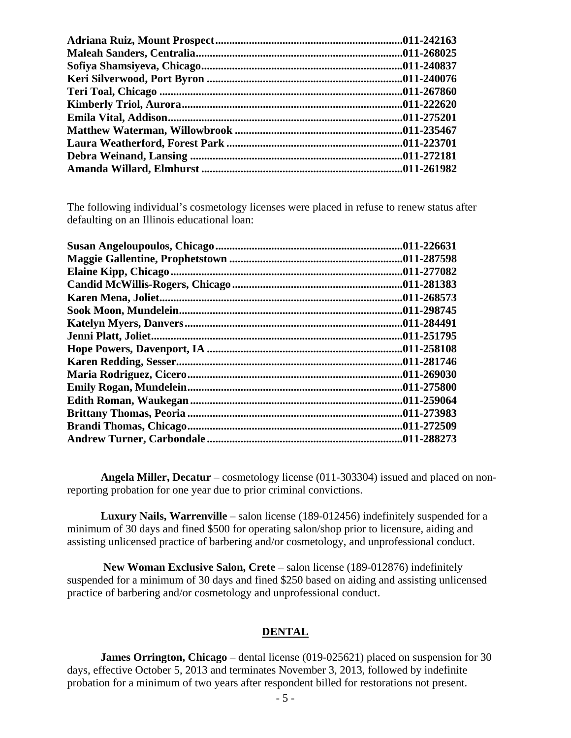**Adriana Ruiz, Mount Prospect..................................................................011-242163**
**Maleah Sanders, Centralia.........................................................................011-268025**
**Sofiya Shamsiyeva, Chicago.......................................................................011-240837**
**Keri Silverwood, Port Byron .....................................................................011-240076**
**Teri Toal, Chicago ......................................................................................011-267860**
**Kimberly Triol, Aurora.............................................................................011-222620**
**Emila Vital, Addison..................................................................................011-275201**
**Matthew Waterman, Willowbrook ...........................................................011-235467**
**Laura Weatherford, Forest Park ..............................................................011-223701**
**Debra Weinand, Lansing ...........................................................................011-272181**
**Amanda Willard, Elmhurst .......................................................................011-261982**

The following individual's cosmetology licenses were placed in refuse to renew status after defaulting on an Illinois educational loan:

**Susan Angeloupoulos, Chicago..................................................................011-226631**
**Maggie Gallentine, Prophetstown .............................................................011-287598**
**Elaine Kipp, Chicago..................................................................................011-277082**
**Candid McWillis-Rogers, Chicago............................................................011-281383**
**Karen Mena, Joliet......................................................................................011-268573**
**Sook Moon, Mundelein..............................................................................011-298745**
**Katelyn Myers, Danvers.............................................................................011-284491**
**Jenni Platt, Joliet.........................................................................................011-251795**
**Hope Powers, Davenport, IA .....................................................................011-258108**
**Karen Redding, Sesser................................................................................011-281746**
**Maria Rodriguez, Cicero............................................................................011-269030**
**Emily Rogan, Mundelein............................................................................011-275800**
**Edith Roman, Waukegan...........................................................................011-259064**
**Brittany Thomas, Peoria ............................................................................011-273983**
**Brandi Thomas, Chicago............................................................................011-272509**
**Andrew Turner, Carbondale.....................................................................011-288273**

**Angela Miller, Decatur** – cosmetology license (011-303304) issued and placed on non-reporting probation for one year due to prior criminal convictions.

**Luxury Nails, Warrenville** – salon license (189-012456) indefinitely suspended for a minimum of 30 days and fined $500 for operating salon/shop prior to licensure, aiding and assisting unlicensed practice of barbering and/or cosmetology, and unprofessional conduct.

**New Woman Exclusive Salon, Crete** – salon license (189-012876) indefinitely suspended for a minimum of 30 days and fined $250 based on aiding and assisting unlicensed practice of barbering and/or cosmetology and unprofessional conduct.

## DENTAL

**James Orrington, Chicago** – dental license (019-025621) placed on suspension for 30 days, effective October 5, 2013 and terminates November 3, 2013, followed by indefinite probation for a minimum of two years after respondent billed for restorations not present.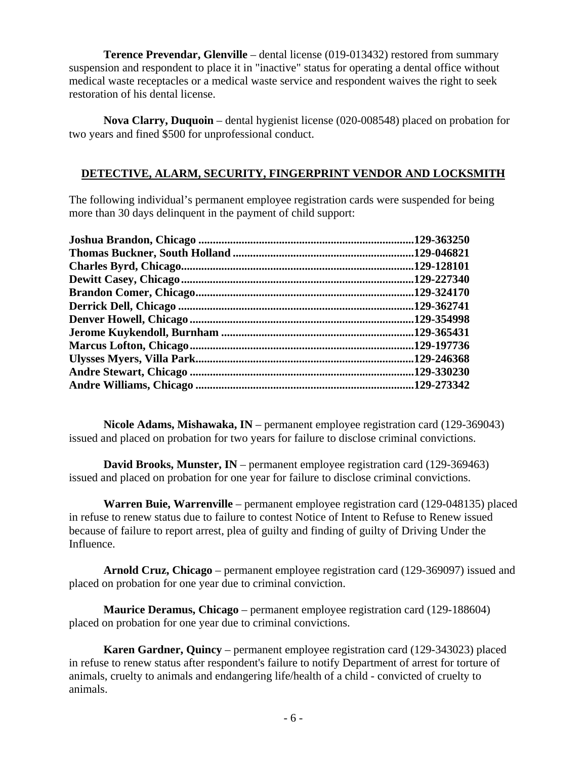**Terence Prevendar, Glenville** – dental license (019-013432) restored from summary suspension and respondent to place it in "inactive" status for operating a dental office without medical waste receptacles or a medical waste service and respondent waives the right to seek restoration of his dental license.

**Nova Clarry, Duquoin** – dental hygienist license (020-008548) placed on probation for two years and fined $500 for unprofessional conduct.

## DETECTIVE, ALARM, SECURITY, FINGERPRINT VENDOR AND LOCKSMITH

The following individual's permanent employee registration cards were suspended for being more than 30 days delinquent in the payment of child support:

**Joshua Brandon, Chicago ..........................................................................129-363250**
**Thomas Buckner, South Holland ..............................................................129-046821**
**Charles Byrd, Chicago...............................................................................129-128101**
**Dewitt Casey, Chicago...............................................................................129-227340**
**Brandon Comer, Chicago...........................................................................129-324170**
**Derrick Dell, Chicago ................................................................................129-362741**
**Denver Howell, Chicago............................................................................129-354998**
**Jerome Kuykendoll, Burnham ..................................................................129-365431**
**Marcus Lofton, Chicago............................................................................129-197736**
**Ulysses Myers, Villa Park..........................................................................129-246368**
**Andre Stewart, Chicago ............................................................................129-330230**
**Andre Williams, Chicago ..........................................................................129-273342**

**Nicole Adams, Mishawaka, IN** – permanent employee registration card (129-369043) issued and placed on probation for two years for failure to disclose criminal convictions.

**David Brooks, Munster, IN** – permanent employee registration card (129-369463) issued and placed on probation for one year for failure to disclose criminal convictions.

**Warren Buie, Warrenville** – permanent employee registration card (129-048135) placed in refuse to renew status due to failure to contest Notice of Intent to Refuse to Renew issued because of failure to report arrest, plea of guilty and finding of guilty of Driving Under the Influence.

**Arnold Cruz, Chicago** – permanent employee registration card (129-369097) issued and placed on probation for one year due to criminal conviction.

**Maurice Deramus, Chicago** – permanent employee registration card (129-188604) placed on probation for one year due to criminal convictions.

**Karen Gardner, Quincy** – permanent employee registration card (129-343023) placed in refuse to renew status after respondent's failure to notify Department of arrest for torture of animals, cruelty to animals and endangering life/health of a child - convicted of cruelty to animals.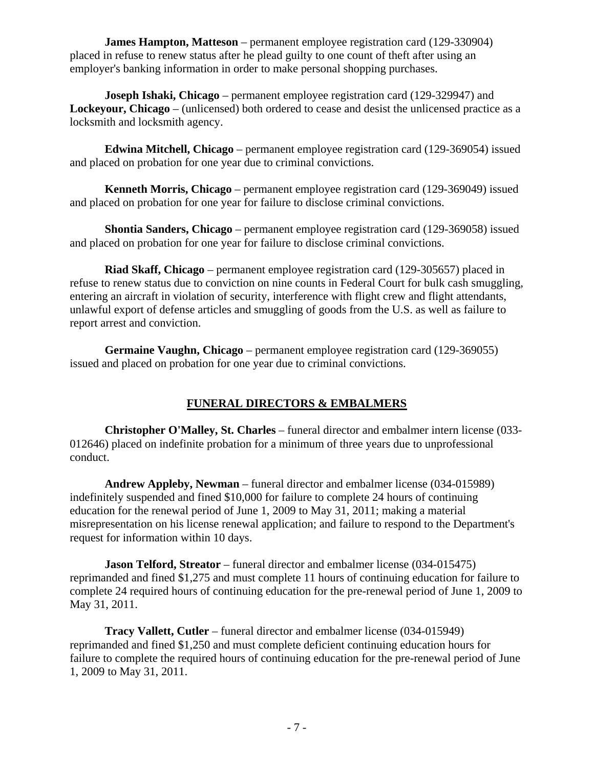**James Hampton, Matteson** – permanent employee registration card (129-330904) placed in refuse to renew status after he plead guilty to one count of theft after using an employer's banking information in order to make personal shopping purchases.

**Joseph Ishaki, Chicago** – permanent employee registration card (129-329947) and **Lockeyour, Chicago** – (unlicensed) both ordered to cease and desist the unlicensed practice as a locksmith and locksmith agency.

**Edwina Mitchell, Chicago** – permanent employee registration card (129-369054) issued and placed on probation for one year due to criminal convictions.

**Kenneth Morris, Chicago** – permanent employee registration card (129-369049) issued and placed on probation for one year for failure to disclose criminal convictions.

**Shontia Sanders, Chicago** – permanent employee registration card (129-369058) issued and placed on probation for one year for failure to disclose criminal convictions.

**Riad Skaff, Chicago** – permanent employee registration card (129-305657) placed in refuse to renew status due to conviction on nine counts in Federal Court for bulk cash smuggling, entering an aircraft in violation of security, interference with flight crew and flight attendants, unlawful export of defense articles and smuggling of goods from the U.S. as well as failure to report arrest and conviction.

**Germaine Vaughn, Chicago** – permanent employee registration card (129-369055) issued and placed on probation for one year due to criminal convictions.

## FUNERAL DIRECTORS & EMBALMERS

**Christopher O'Malley, St. Charles** – funeral director and embalmer intern license (033-012646) placed on indefinite probation for a minimum of three years due to unprofessional conduct.

**Andrew Appleby, Newman** – funeral director and embalmer license (034-015989) indefinitely suspended and fined $10,000 for failure to complete 24 hours of continuing education for the renewal period of June 1, 2009 to May 31, 2011; making a material misrepresentation on his license renewal application; and failure to respond to the Department's request for information within 10 days.

**Jason Telford, Streator** – funeral director and embalmer license (034-015475) reprimanded and fined $1,275 and must complete 11 hours of continuing education for failure to complete 24 required hours of continuing education for the pre-renewal period of June 1, 2009 to May 31, 2011.

**Tracy Vallett, Cutler** – funeral director and embalmer license (034-015949) reprimanded and fined $1,250 and must complete deficient continuing education hours for failure to complete the required hours of continuing education for the pre-renewal period of June 1, 2009 to May 31, 2011.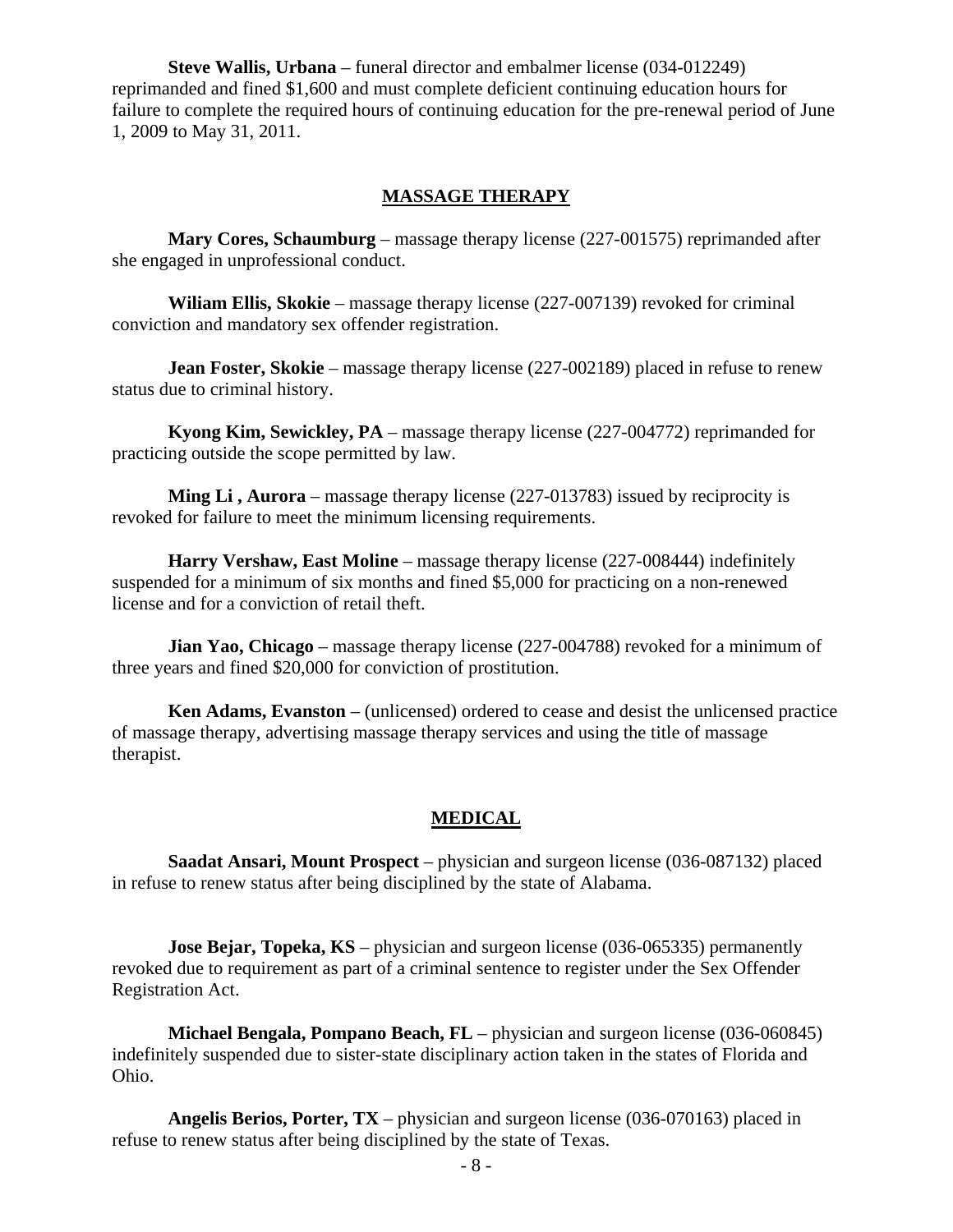**Steve Wallis, Urbana** – funeral director and embalmer license (034-012249) reprimanded and fined $1,600 and must complete deficient continuing education hours for failure to complete the required hours of continuing education for the pre-renewal period of June 1, 2009 to May 31, 2011.

## MASSAGE THERAPY

**Mary Cores, Schaumburg** – massage therapy license (227-001575) reprimanded after she engaged in unprofessional conduct.

**Wiliam Ellis, Skokie** – massage therapy license (227-007139) revoked for criminal conviction and mandatory sex offender registration.

**Jean Foster, Skokie** – massage therapy license (227-002189) placed in refuse to renew status due to criminal history.

**Kyong Kim, Sewickley, PA** – massage therapy license (227-004772) reprimanded for practicing outside the scope permitted by law.

**Ming Li , Aurora** – massage therapy license (227-013783) issued by reciprocity is revoked for failure to meet the minimum licensing requirements.

**Harry Vershaw, East Moline** – massage therapy license (227-008444) indefinitely suspended for a minimum of six months and fined $5,000 for practicing on a non-renewed license and for a conviction of retail theft.

**Jian Yao, Chicago** – massage therapy license (227-004788) revoked for a minimum of three years and fined $20,000 for conviction of prostitution.

**Ken Adams, Evanston** – (unlicensed) ordered to cease and desist the unlicensed practice of massage therapy, advertising massage therapy services and using the title of massage therapist.

## MEDICAL

**Saadat Ansari, Mount Prospect** – physician and surgeon license (036-087132) placed in refuse to renew status after being disciplined by the state of Alabama.

**Jose Bejar, Topeka, KS** – physician and surgeon license (036-065335) permanently revoked due to requirement as part of a criminal sentence to register under the Sex Offender Registration Act.

**Michael Bengala, Pompano Beach, FL** – physician and surgeon license (036-060845) indefinitely suspended due to sister-state disciplinary action taken in the states of Florida and Ohio.

**Angelis Berios, Porter, TX** – physician and surgeon license (036-070163) placed in refuse to renew status after being disciplined by the state of Texas.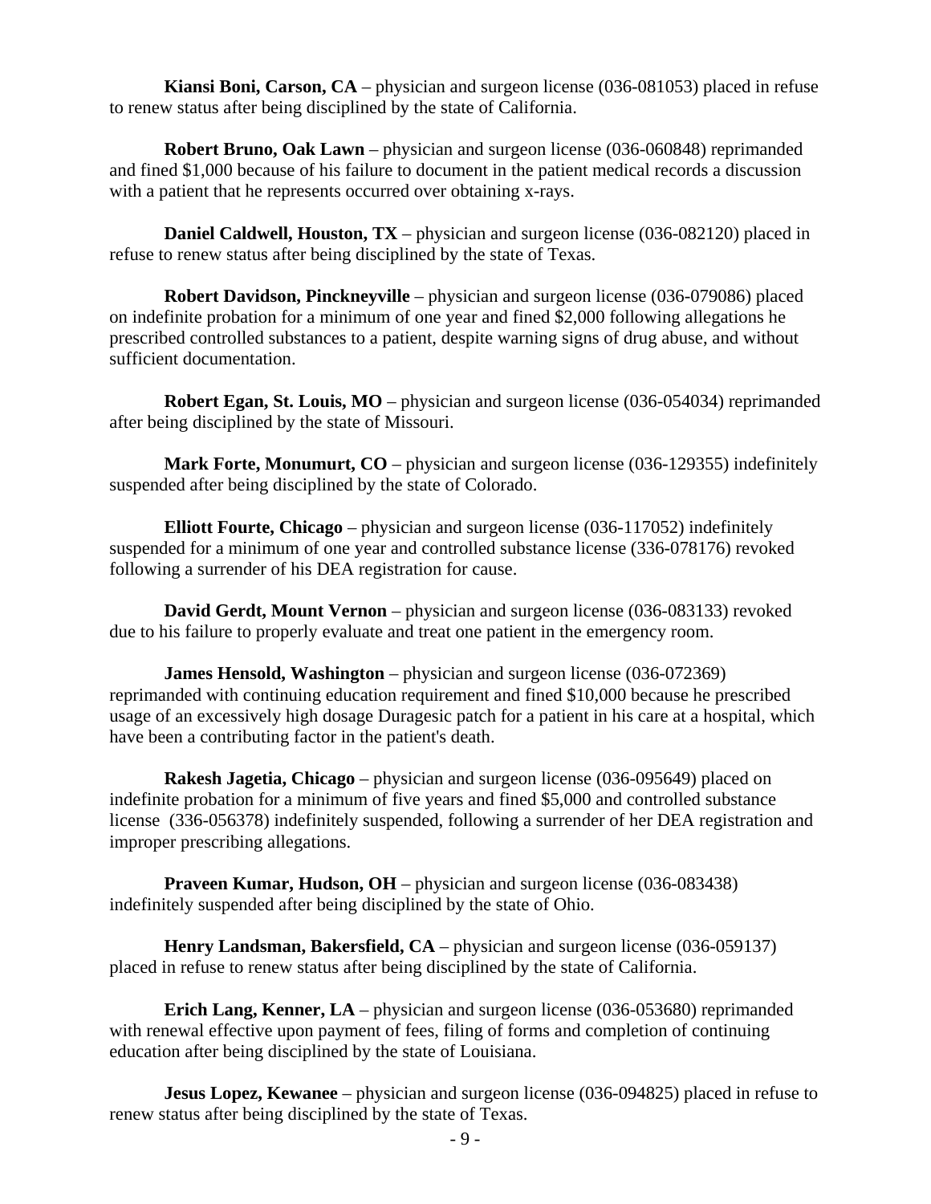**Kiansi Boni, Carson, CA** – physician and surgeon license (036-081053) placed in refuse to renew status after being disciplined by the state of California.

**Robert Bruno, Oak Lawn** – physician and surgeon license (036-060848) reprimanded and fined $1,000 because of his failure to document in the patient medical records a discussion with a patient that he represents occurred over obtaining x-rays.

**Daniel Caldwell, Houston, TX** – physician and surgeon license (036-082120) placed in refuse to renew status after being disciplined by the state of Texas.

**Robert Davidson, Pinckneyville** – physician and surgeon license (036-079086) placed on indefinite probation for a minimum of one year and fined $2,000 following allegations he prescribed controlled substances to a patient, despite warning signs of drug abuse, and without sufficient documentation.

**Robert Egan, St. Louis, MO** – physician and surgeon license (036-054034) reprimanded after being disciplined by the state of Missouri.

**Mark Forte, Monumurt, CO** – physician and surgeon license (036-129355) indefinitely suspended after being disciplined by the state of Colorado.

**Elliott Fourte, Chicago** – physician and surgeon license (036-117052) indefinitely suspended for a minimum of one year and controlled substance license (336-078176) revoked following a surrender of his DEA registration for cause.

**David Gerdt, Mount Vernon** – physician and surgeon license (036-083133) revoked due to his failure to properly evaluate and treat one patient in the emergency room.

**James Hensold, Washington** – physician and surgeon license (036-072369) reprimanded with continuing education requirement and fined $10,000 because he prescribed usage of an excessively high dosage Duragesic patch for a patient in his care at a hospital, which have been a contributing factor in the patient's death.

**Rakesh Jagetia, Chicago** – physician and surgeon license (036-095649) placed on indefinite probation for a minimum of five years and fined $5,000 and controlled substance license (336-056378) indefinitely suspended, following a surrender of her DEA registration and improper prescribing allegations.

**Praveen Kumar, Hudson, OH** – physician and surgeon license (036-083438) indefinitely suspended after being disciplined by the state of Ohio.

**Henry Landsman, Bakersfield, CA** – physician and surgeon license (036-059137) placed in refuse to renew status after being disciplined by the state of California.

**Erich Lang, Kenner, LA** – physician and surgeon license (036-053680) reprimanded with renewal effective upon payment of fees, filing of forms and completion of continuing education after being disciplined by the state of Louisiana.

**Jesus Lopez, Kewanee** – physician and surgeon license (036-094825) placed in refuse to renew status after being disciplined by the state of Texas.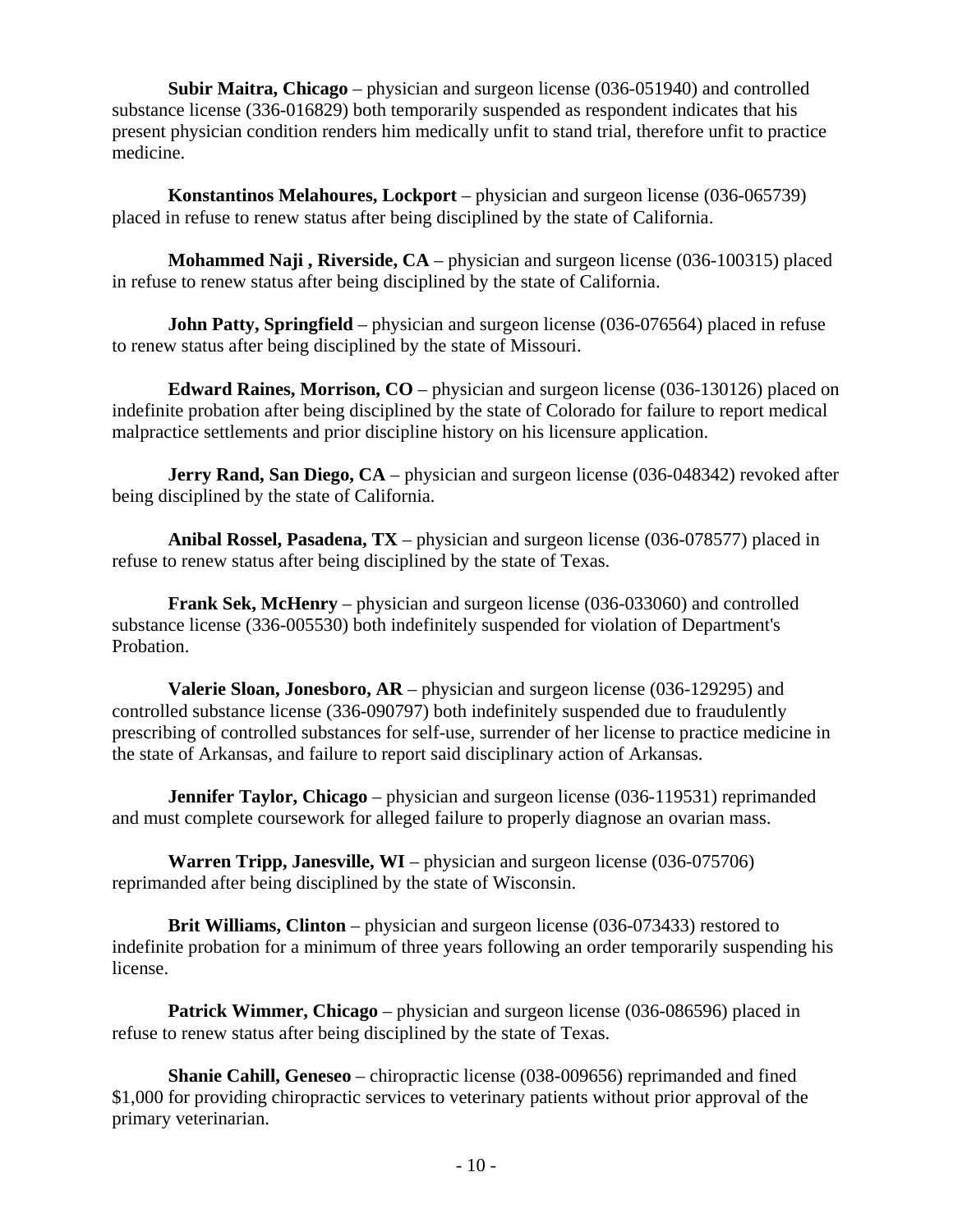**Subir Maitra, Chicago** – physician and surgeon license (036-051940) and controlled substance license (336-016829) both temporarily suspended as respondent indicates that his present physician condition renders him medically unfit to stand trial, therefore unfit to practice medicine.

**Konstantinos Melahoures, Lockport** – physician and surgeon license (036-065739) placed in refuse to renew status after being disciplined by the state of California.

**Mohammed Naji , Riverside, CA** – physician and surgeon license (036-100315) placed in refuse to renew status after being disciplined by the state of California.

**John Patty, Springfield** – physician and surgeon license (036-076564) placed in refuse to renew status after being disciplined by the state of Missouri.

**Edward Raines, Morrison, CO** – physician and surgeon license (036-130126) placed on indefinite probation after being disciplined by the state of Colorado for failure to report medical malpractice settlements and prior discipline history on his licensure application.

**Jerry Rand, San Diego, CA** – physician and surgeon license (036-048342) revoked after being disciplined by the state of California.

**Anibal Rossel, Pasadena, TX** – physician and surgeon license (036-078577) placed in refuse to renew status after being disciplined by the state of Texas.

**Frank Sek, McHenry** – physician and surgeon license (036-033060) and controlled substance license (336-005530) both indefinitely suspended for violation of Department's Probation.

**Valerie Sloan, Jonesboro, AR** – physician and surgeon license (036-129295) and controlled substance license (336-090797) both indefinitely suspended due to fraudulently prescribing of controlled substances for self-use, surrender of her license to practice medicine in the state of Arkansas, and failure to report said disciplinary action of Arkansas.

**Jennifer Taylor, Chicago** – physician and surgeon license (036-119531) reprimanded and must complete coursework for alleged failure to properly diagnose an ovarian mass.

**Warren Tripp, Janesville, WI** – physician and surgeon license (036-075706) reprimanded after being disciplined by the state of Wisconsin.

**Brit Williams, Clinton** – physician and surgeon license (036-073433) restored to indefinite probation for a minimum of three years following an order temporarily suspending his license.

**Patrick Wimmer, Chicago** – physician and surgeon license (036-086596) placed in refuse to renew status after being disciplined by the state of Texas.

**Shanie Cahill, Geneseo** – chiropractic license (038-009656) reprimanded and fined $1,000 for providing chiropractic services to veterinary patients without prior approval of the primary veterinarian.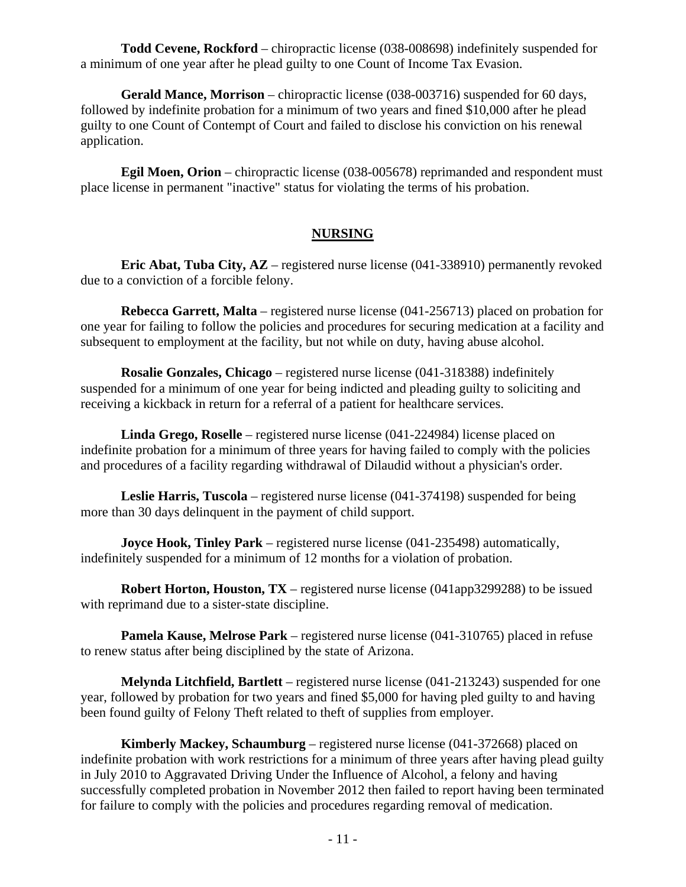**Todd Cevene, Rockford** – chiropractic license (038-008698) indefinitely suspended for a minimum of one year after he plead guilty to one Count of Income Tax Evasion.

**Gerald Mance, Morrison** – chiropractic license (038-003716) suspended for 60 days, followed by indefinite probation for a minimum of two years and fined $10,000 after he plead guilty to one Count of Contempt of Court and failed to disclose his conviction on his renewal application.

**Egil Moen, Orion** – chiropractic license (038-005678) reprimanded and respondent must place license in permanent "inactive" status for violating the terms of his probation.

## NURSING

**Eric Abat, Tuba City, AZ** – registered nurse license (041-338910) permanently revoked due to a conviction of a forcible felony.

**Rebecca Garrett, Malta** – registered nurse license (041-256713) placed on probation for one year for failing to follow the policies and procedures for securing medication at a facility and subsequent to employment at the facility, but not while on duty, having abuse alcohol.

**Rosalie Gonzales, Chicago** – registered nurse license (041-318388) indefinitely suspended for a minimum of one year for being indicted and pleading guilty to soliciting and receiving a kickback in return for a referral of a patient for healthcare services.

**Linda Grego, Roselle** – registered nurse license (041-224984) license placed on indefinite probation for a minimum of three years for having failed to comply with the policies and procedures of a facility regarding withdrawal of Dilaudid without a physician's order.

**Leslie Harris, Tuscola** – registered nurse license (041-374198) suspended for being more than 30 days delinquent in the payment of child support.

**Joyce Hook, Tinley Park** – registered nurse license (041-235498) automatically, indefinitely suspended for a minimum of 12 months for a violation of probation.

**Robert Horton, Houston, TX** – registered nurse license (041app3299288) to be issued with reprimand due to a sister-state discipline.

**Pamela Kause, Melrose Park** – registered nurse license (041-310765) placed in refuse to renew status after being disciplined by the state of Arizona.

**Melynda Litchfield, Bartlett** – registered nurse license (041-213243) suspended for one year, followed by probation for two years and fined $5,000 for having pled guilty to and having been found guilty of Felony Theft related to theft of supplies from employer.

**Kimberly Mackey, Schaumburg** – registered nurse license (041-372668) placed on indefinite probation with work restrictions for a minimum of three years after having plead guilty in July 2010 to Aggravated Driving Under the Influence of Alcohol, a felony and having successfully completed probation in November 2012 then failed to report having been terminated for failure to comply with the policies and procedures regarding removal of medication.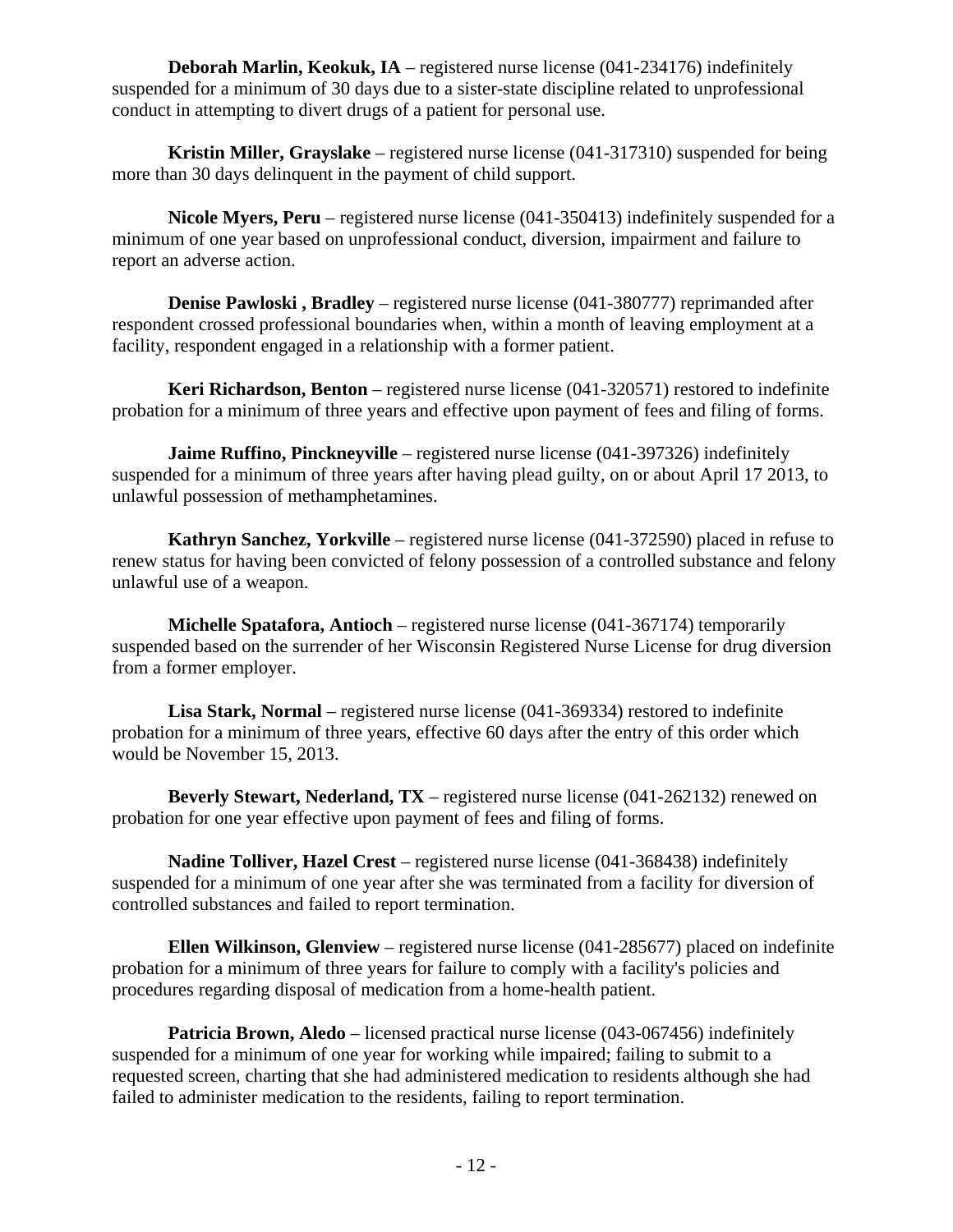**Deborah Marlin, Keokuk, IA** – registered nurse license (041-234176) indefinitely suspended for a minimum of 30 days due to a sister-state discipline related to unprofessional conduct in attempting to divert drugs of a patient for personal use.

**Kristin Miller, Grayslake** – registered nurse license (041-317310) suspended for being more than 30 days delinquent in the payment of child support.

**Nicole Myers, Peru** – registered nurse license (041-350413) indefinitely suspended for a minimum of one year based on unprofessional conduct, diversion, impairment and failure to report an adverse action.

**Denise Pawloski , Bradley** – registered nurse license (041-380777) reprimanded after respondent crossed professional boundaries when, within a month of leaving employment at a facility, respondent engaged in a relationship with a former patient.

**Keri Richardson, Benton** – registered nurse license (041-320571) restored to indefinite probation for a minimum of three years and effective upon payment of fees and filing of forms.

**Jaime Ruffino, Pinckneyville** – registered nurse license (041-397326) indefinitely suspended for a minimum of three years after having plead guilty, on or about April 17 2013, to unlawful possession of methamphetamines.

**Kathryn Sanchez, Yorkville** – registered nurse license (041-372590) placed in refuse to renew status for having been convicted of felony possession of a controlled substance and felony unlawful use of a weapon.

**Michelle Spatafora, Antioch** – registered nurse license (041-367174) temporarily suspended based on the surrender of her Wisconsin Registered Nurse License for drug diversion from a former employer.

**Lisa Stark, Normal** – registered nurse license (041-369334) restored to indefinite probation for a minimum of three years, effective 60 days after the entry of this order which would be November 15, 2013.

**Beverly Stewart, Nederland, TX** – registered nurse license (041-262132) renewed on probation for one year effective upon payment of fees and filing of forms.

**Nadine Tolliver, Hazel Crest** – registered nurse license (041-368438) indefinitely suspended for a minimum of one year after she was terminated from a facility for diversion of controlled substances and failed to report termination.

**Ellen Wilkinson, Glenview** – registered nurse license (041-285677) placed on indefinite probation for a minimum of three years for failure to comply with a facility's policies and procedures regarding disposal of medication from a home-health patient.

**Patricia Brown, Aledo** – licensed practical nurse license (043-067456) indefinitely suspended for a minimum of one year for working while impaired; failing to submit to a requested screen, charting that she had administered medication to residents although she had failed to administer medication to the residents, failing to report termination.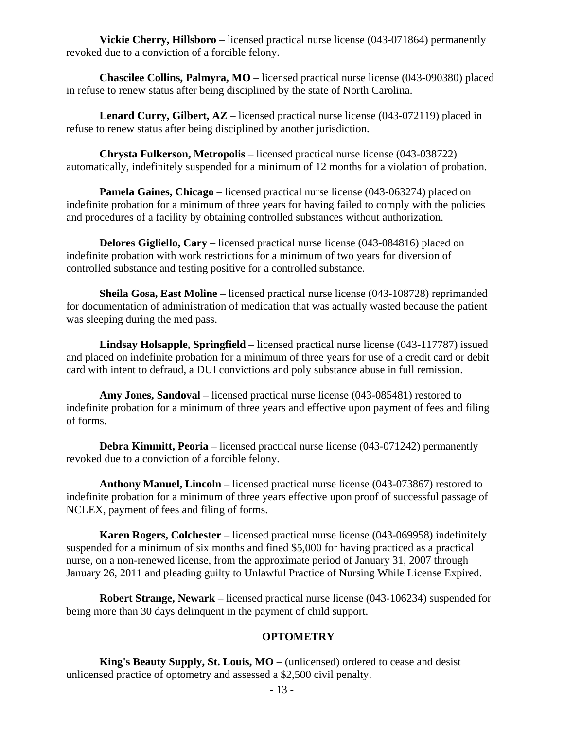**Vickie Cherry, Hillsboro** – licensed practical nurse license (043-071864) permanently revoked due to a conviction of a forcible felony.

**Chascilee Collins, Palmyra, MO** – licensed practical nurse license (043-090380) placed in refuse to renew status after being disciplined by the state of North Carolina.

**Lenard Curry, Gilbert, AZ** – licensed practical nurse license (043-072119) placed in refuse to renew status after being disciplined by another jurisdiction.

**Chrysta Fulkerson, Metropolis** – licensed practical nurse license (043-038722) automatically, indefinitely suspended for a minimum of 12 months for a violation of probation.

**Pamela Gaines, Chicago** – licensed practical nurse license (043-063274) placed on indefinite probation for a minimum of three years for having failed to comply with the policies and procedures of a facility by obtaining controlled substances without authorization.

**Delores Gigliello, Cary** – licensed practical nurse license (043-084816) placed on indefinite probation with work restrictions for a minimum of two years for diversion of controlled substance and testing positive for a controlled substance.

**Sheila Gosa, East Moline** – licensed practical nurse license (043-108728) reprimanded for documentation of administration of medication that was actually wasted because the patient was sleeping during the med pass.

**Lindsay Holsapple, Springfield** – licensed practical nurse license (043-117787) issued and placed on indefinite probation for a minimum of three years for use of a credit card or debit card with intent to defraud, a DUI convictions and poly substance abuse in full remission.

**Amy Jones, Sandoval** – licensed practical nurse license (043-085481) restored to indefinite probation for a minimum of three years and effective upon payment of fees and filing of forms.

**Debra Kimmitt, Peoria** – licensed practical nurse license (043-071242) permanently revoked due to a conviction of a forcible felony.

**Anthony Manuel, Lincoln** – licensed practical nurse license (043-073867) restored to indefinite probation for a minimum of three years effective upon proof of successful passage of NCLEX, payment of fees and filing of forms.

**Karen Rogers, Colchester** – licensed practical nurse license (043-069958) indefinitely suspended for a minimum of six months and fined $5,000 for having practiced as a practical nurse, on a non-renewed license, from the approximate period of January 31, 2007 through January 26, 2011 and pleading guilty to Unlawful Practice of Nursing While License Expired.

**Robert Strange, Newark** – licensed practical nurse license (043-106234) suspended for being more than 30 days delinquent in the payment of child support.

## OPTOMETRY

**King's Beauty Supply, St. Louis, MO** – (unlicensed) ordered to cease and desist unlicensed practice of optometry and assessed a $2,500 civil penalty.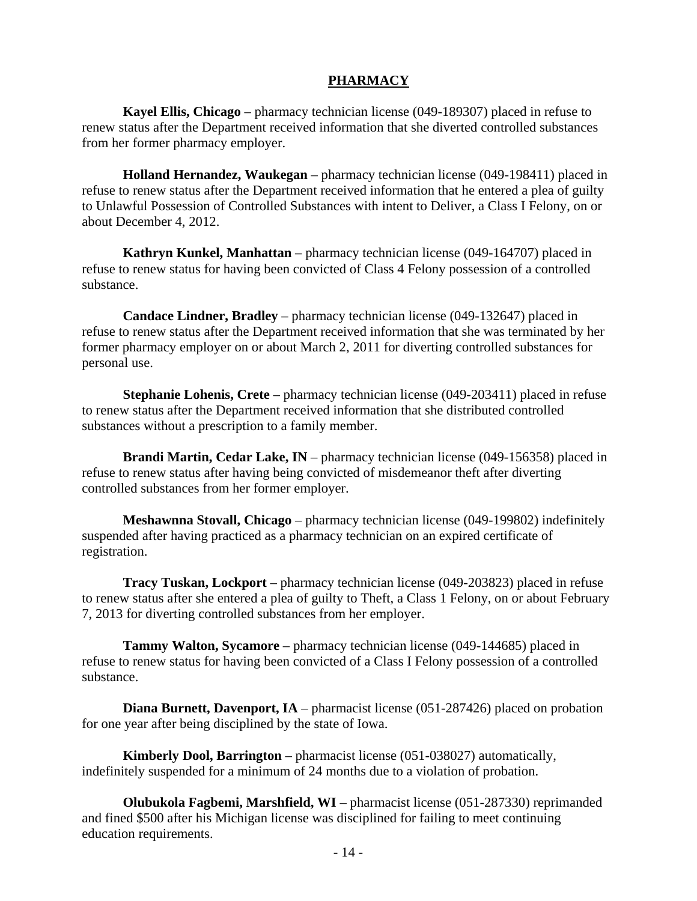## PHARMACY

**Kayel Ellis, Chicago** – pharmacy technician license (049-189307) placed in refuse to renew status after the Department received information that she diverted controlled substances from her former pharmacy employer.

**Holland Hernandez, Waukegan** – pharmacy technician license (049-198411) placed in refuse to renew status after the Department received information that he entered a plea of guilty to Unlawful Possession of Controlled Substances with intent to Deliver, a Class I Felony, on or about December 4, 2012.

**Kathryn Kunkel, Manhattan** – pharmacy technician license (049-164707) placed in refuse to renew status for having been convicted of Class 4 Felony possession of a controlled substance.

**Candace Lindner, Bradley** – pharmacy technician license (049-132647) placed in refuse to renew status after the Department received information that she was terminated by her former pharmacy employer on or about March 2, 2011 for diverting controlled substances for personal use.

**Stephanie Lohenis, Crete** – pharmacy technician license (049-203411) placed in refuse to renew status after the Department received information that she distributed controlled substances without a prescription to a family member.

**Brandi Martin, Cedar Lake, IN** – pharmacy technician license (049-156358) placed in refuse to renew status after having being convicted of misdemeanor theft after diverting controlled substances from her former employer.

**Meshawnna Stovall, Chicago** – pharmacy technician license (049-199802) indefinitely suspended after having practiced as a pharmacy technician on an expired certificate of registration.

**Tracy Tuskan, Lockport** – pharmacy technician license (049-203823) placed in refuse to renew status after she entered a plea of guilty to Theft, a Class 1 Felony, on or about February 7, 2013 for diverting controlled substances from her employer.

**Tammy Walton, Sycamore** – pharmacy technician license (049-144685) placed in refuse to renew status for having been convicted of a Class I Felony possession of a controlled substance.

**Diana Burnett, Davenport, IA** – pharmacist license (051-287426) placed on probation for one year after being disciplined by the state of Iowa.

**Kimberly Dool, Barrington** – pharmacist license (051-038027) automatically, indefinitely suspended for a minimum of 24 months due to a violation of probation.

**Olubukola Fagbemi, Marshfield, WI** – pharmacist license (051-287330) reprimanded and fined $500 after his Michigan license was disciplined for failing to meet continuing education requirements.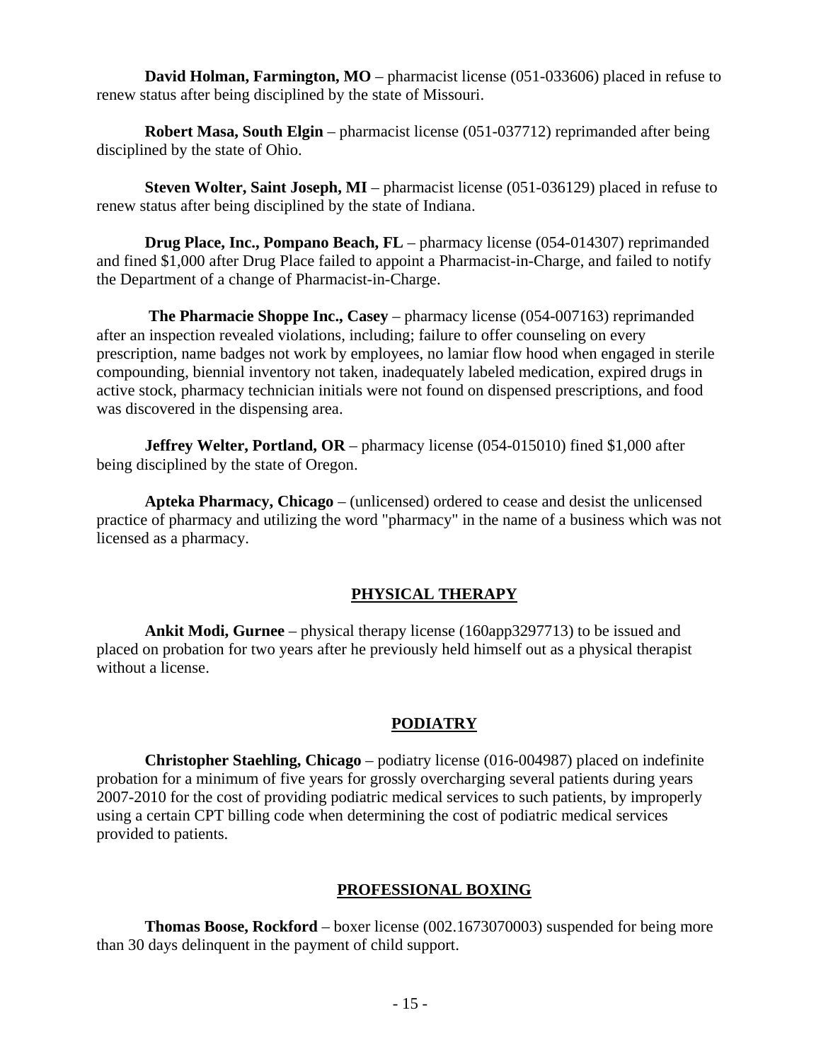**David Holman, Farmington, MO** – pharmacist license (051-033606) placed in refuse to renew status after being disciplined by the state of Missouri.

**Robert Masa, South Elgin** – pharmacist license (051-037712) reprimanded after being disciplined by the state of Ohio.

**Steven Wolter, Saint Joseph, MI** – pharmacist license (051-036129) placed in refuse to renew status after being disciplined by the state of Indiana.

**Drug Place, Inc., Pompano Beach, FL** – pharmacy license (054-014307) reprimanded and fined $1,000 after Drug Place failed to appoint a Pharmacist-in-Charge, and failed to notify the Department of a change of Pharmacist-in-Charge.

**The Pharmacie Shoppe Inc., Casey** – pharmacy license (054-007163) reprimanded after an inspection revealed violations, including; failure to offer counseling on every prescription, name badges not work by employees, no lamiar flow hood when engaged in sterile compounding, biennial inventory not taken, inadequately labeled medication, expired drugs in active stock, pharmacy technician initials were not found on dispensed prescriptions, and food was discovered in the dispensing area.

**Jeffrey Welter, Portland, OR** – pharmacy license (054-015010) fined $1,000 after being disciplined by the state of Oregon.

**Apteka Pharmacy, Chicago** – (unlicensed) ordered to cease and desist the unlicensed practice of pharmacy and utilizing the word "pharmacy" in the name of a business which was not licensed as a pharmacy.

## PHYSICAL THERAPY

**Ankit Modi, Gurnee** – physical therapy license (160app3297713) to be issued and placed on probation for two years after he previously held himself out as a physical therapist without a license.

## PODIATRY

**Christopher Staehling, Chicago** – podiatry license (016-004987) placed on indefinite probation for a minimum of five years for grossly overcharging several patients during years 2007-2010 for the cost of providing podiatric medical services to such patients, by improperly using a certain CPT billing code when determining the cost of podiatric medical services provided to patients.

## PROFESSIONAL BOXING

**Thomas Boose, Rockford** – boxer license (002.1673070003) suspended for being more than 30 days delinquent in the payment of child support.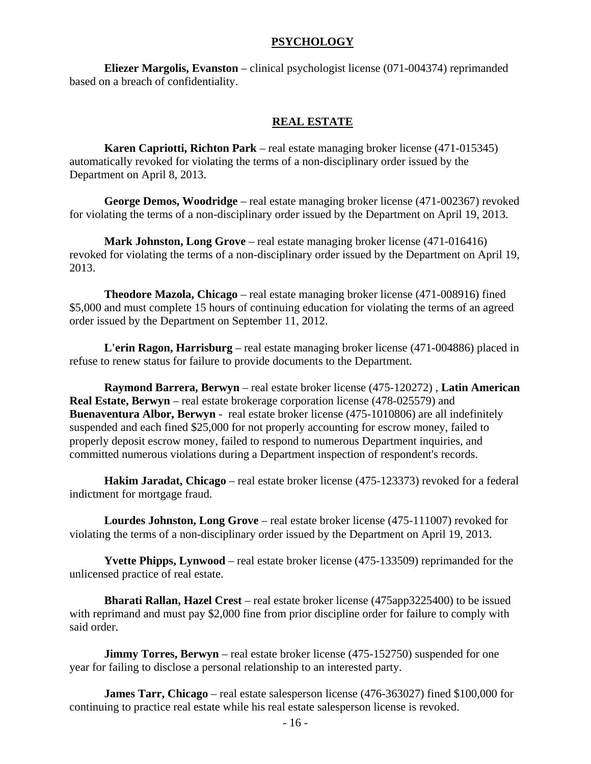## PSYCHOLOGY

**Eliezer Margolis, Evanston** – clinical psychologist license (071-004374) reprimanded based on a breach of confidentiality.

## REAL ESTATE

**Karen Capriotti, Richton Park** – real estate managing broker license (471-015345) automatically revoked for violating the terms of a non-disciplinary order issued by the Department on April 8, 2013.

**George Demos, Woodridge** – real estate managing broker license (471-002367) revoked for violating the terms of a non-disciplinary order issued by the Department on April 19, 2013.

**Mark Johnston, Long Grove** – real estate managing broker license (471-016416) revoked for violating the terms of a non-disciplinary order issued by the Department on April 19, 2013.

**Theodore Mazola, Chicago** – real estate managing broker license (471-008916) fined $5,000 and must complete 15 hours of continuing education for violating the terms of an agreed order issued by the Department on September 11, 2012.

**L'erin Ragon, Harrisburg** – real estate managing broker license (471-004886) placed in refuse to renew status for failure to provide documents to the Department.

**Raymond Barrera, Berwyn** – real estate broker license (475-120272) , **Latin American Real Estate, Berwyn** – real estate brokerage corporation license (478-025579) and **Buenaventura Albor, Berwyn** - real estate broker license (475-1010806) are all indefinitely suspended and each fined $25,000 for not properly accounting for escrow money, failed to properly deposit escrow money, failed to respond to numerous Department inquiries, and committed numerous violations during a Department inspection of respondent's records.

**Hakim Jaradat, Chicago** – real estate broker license (475-123373) revoked for a federal indictment for mortgage fraud.

**Lourdes Johnston, Long Grove** – real estate broker license (475-111007) revoked for violating the terms of a non-disciplinary order issued by the Department on April 19, 2013.

**Yvette Phipps, Lynwood** – real estate broker license (475-133509) reprimanded for the unlicensed practice of real estate.

**Bharati Rallan, Hazel Crest** – real estate broker license (475app3225400) to be issued with reprimand and must pay $2,000 fine from prior discipline order for failure to comply with said order.

**Jimmy Torres, Berwyn** – real estate broker license (475-152750) suspended for one year for failing to disclose a personal relationship to an interested party.

**James Tarr, Chicago** – real estate salesperson license (476-363027) fined $100,000 for continuing to practice real estate while his real estate salesperson license is revoked.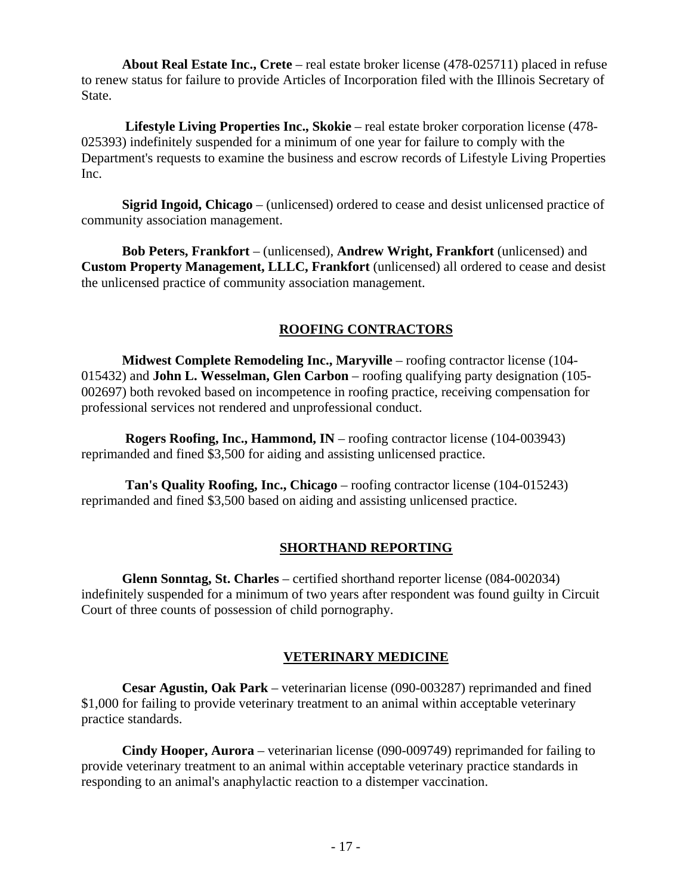**About Real Estate Inc., Crete** – real estate broker license (478-025711) placed in refuse to renew status for failure to provide Articles of Incorporation filed with the Illinois Secretary of State.

**Lifestyle Living Properties Inc., Skokie** – real estate broker corporation license (478-025393) indefinitely suspended for a minimum of one year for failure to comply with the Department's requests to examine the business and escrow records of Lifestyle Living Properties Inc.

**Sigrid Ingoid, Chicago** – (unlicensed) ordered to cease and desist unlicensed practice of community association management.

**Bob Peters, Frankfort** – (unlicensed), **Andrew Wright, Frankfort** (unlicensed) and **Custom Property Management, LLLC, Frankfort** (unlicensed) all ordered to cease and desist the unlicensed practice of community association management.

## ROOFING CONTRACTORS

**Midwest Complete Remodeling Inc., Maryville** – roofing contractor license (104-015432) and **John L. Wesselman, Glen Carbon** – roofing qualifying party designation (105-002697) both revoked based on incompetence in roofing practice, receiving compensation for professional services not rendered and unprofessional conduct.

**Rogers Roofing, Inc., Hammond, IN** – roofing contractor license (104-003943) reprimanded and fined $3,500 for aiding and assisting unlicensed practice.

**Tan's Quality Roofing, Inc., Chicago** – roofing contractor license (104-015243) reprimanded and fined $3,500 based on aiding and assisting unlicensed practice.

## SHORTHAND REPORTING

**Glenn Sonntag, St. Charles** – certified shorthand reporter license (084-002034) indefinitely suspended for a minimum of two years after respondent was found guilty in Circuit Court of three counts of possession of child pornography.

## VETERINARY MEDICINE

**Cesar Agustin, Oak Park** – veterinarian license (090-003287) reprimanded and fined $1,000 for failing to provide veterinary treatment to an animal within acceptable veterinary practice standards.

**Cindy Hooper, Aurora** – veterinarian license (090-009749) reprimanded for failing to provide veterinary treatment to an animal within acceptable veterinary practice standards in responding to an animal's anaphylactic reaction to a distemper vaccination.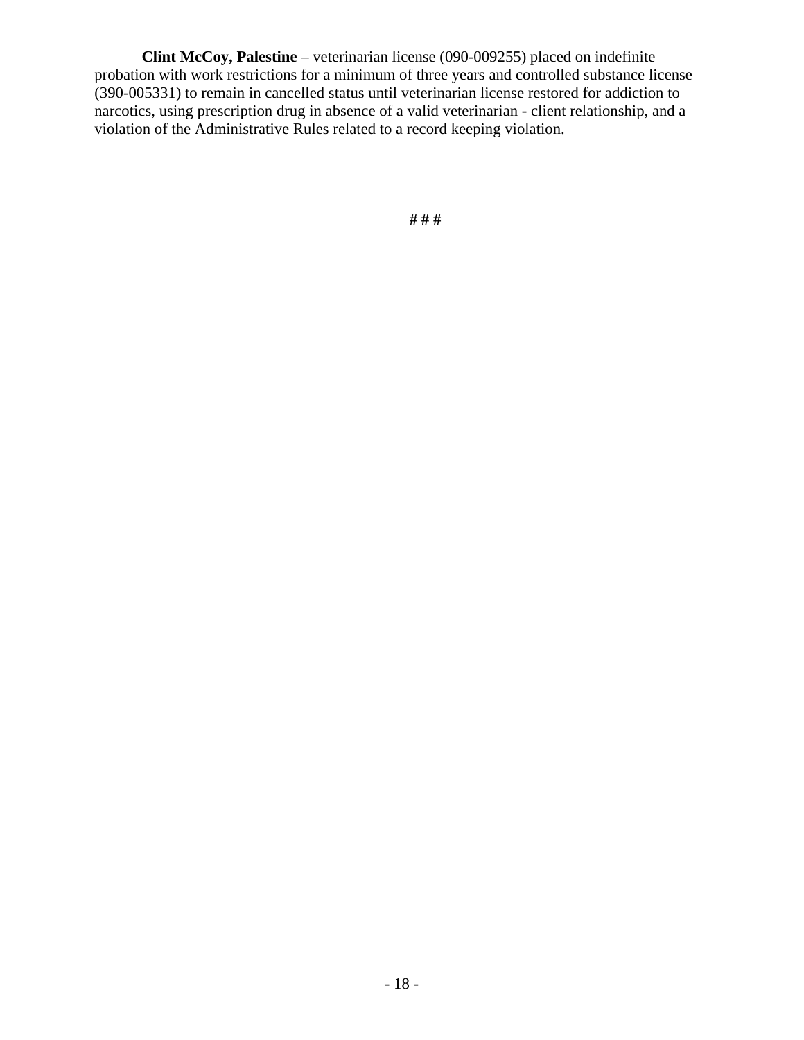**Clint McCoy, Palestine** – veterinarian license (090-009255) placed on indefinite probation with work restrictions for a minimum of three years and controlled substance license (390-005331) to remain in cancelled status until veterinarian license restored for addiction to narcotics, using prescription drug in absence of a valid veterinarian - client relationship, and a violation of the Administrative Rules related to a record keeping violation.

# # #